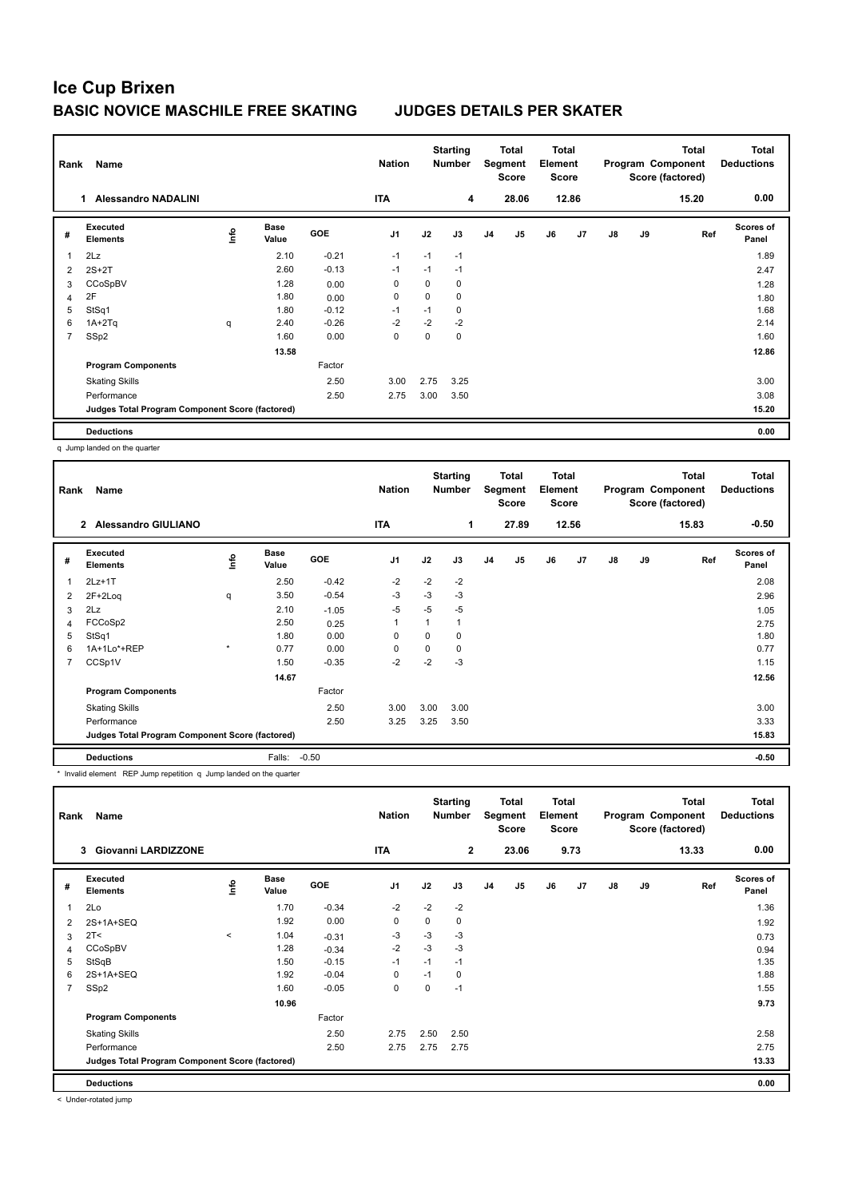# Ice Cup Brixen

## BASIC NOVICE MASCHILE FREE SKATING    JUDGES DETAILS PER SKATER

| Rank | Name | Nation | Starting Number | Total Segment Score | Total Element Score | Total Program Component Score (factored) | Total Deductions |
|---|---|---|---|---|---|---|---|
| 1 | Alessandro NADALINI | ITA | 4 | 28.06 | 12.86 | 15.20 | 0.00 |

| # | Executed Elements | Info | Base Value | GOE | J1 | J2 | J3 | J4 | J5 | J6 | J7 | J8 | J9 | Ref | Scores of Panel |
|---|---|---|---|---|---|---|---|---|---|---|---|---|---|---|---|
| 1 | 2Lz | | 2.10 | -0.21 | -1 | -1 | -1 | | | | | | | | 1.89 |
| 2 | 2S+2T | | 2.60 | -0.13 | -1 | -1 | -1 | | | | | | | | 2.47 |
| 3 | CCoSpBV | | 1.28 | 0.00 | 0 | 0 | 0 | | | | | | | | 1.28 |
| 4 | 2F | | 1.80 | 0.00 | 0 | 0 | 0 | | | | | | | | 1.80 |
| 5 | StSq1 | | 1.80 | -0.12 | -1 | -1 | 0 | | | | | | | | 1.68 |
| 6 | 1A+2Tq | q | 2.40 | -0.26 | -2 | -2 | -2 | | | | | | | | 2.14 |
| 7 | SSp2 | | 1.60 | 0.00 | 0 | 0 | 0 | | | | | | | | 1.60 |
| | | | 13.58 | | | | | | | | | | | | 12.86 |
| | **Program Components** | | | Factor | | | | | | | | | | | |
| | Skating Skills | | | 2.50 | 3.00 | 2.75 | 3.25 | | | | | | | | 3.00 |
| | Performance | | | 2.50 | 2.75 | 3.00 | 3.50 | | | | | | | | 3.08 |
| | **Judges Total Program Component Score (factored)** | | | | | | | | | | | | | | 15.20 |
| | **Deductions** | | | | | | | | | | | | | | 0.00 |

q Jump landed on the quarter

| Rank | Name | Nation | Starting Number | Total Segment Score | Total Element Score | Total Program Component Score (factored) | Total Deductions |
|---|---|---|---|---|---|---|---|
| 2 | Alessandro GIULIANO | ITA | 1 | 27.89 | 12.56 | 15.83 | -0.50 |

| # | Executed Elements | Info | Base Value | GOE | J1 | J2 | J3 | J4 | J5 | J6 | J7 | J8 | J9 | Ref | Scores of Panel |
|---|---|---|---|---|---|---|---|---|---|---|---|---|---|---|---|
| 1 | 2Lz+1T | | 2.50 | -0.42 | -2 | -2 | -2 | | | | | | | | 2.08 |
| 2 | 2F+2Loq | q | 3.50 | -0.54 | -3 | -3 | -3 | | | | | | | | 2.96 |
| 3 | 2Lz | | 2.10 | -1.05 | -5 | -5 | -5 | | | | | | | | 1.05 |
| 4 | FCCoSp2 | | 2.50 | 0.25 | 1 | 1 | 1 | | | | | | | | 2.75 |
| 5 | StSq1 | | 1.80 | 0.00 | 0 | 0 | 0 | | | | | | | | 1.80 |
| 6 | 1A+1Lo*+REP | * | 0.77 | 0.00 | 0 | 0 | 0 | | | | | | | | 0.77 |
| 7 | CCSp1V | | 1.50 | -0.35 | -2 | -2 | -3 | | | | | | | | 1.15 |
| | | | 14.67 | | | | | | | | | | | | 12.56 |
| | **Program Components** | | | Factor | | | | | | | | | | | |
| | Skating Skills | | | 2.50 | 3.00 | 3.00 | 3.00 | | | | | | | | 3.00 |
| | Performance | | | 2.50 | 3.25 | 3.25 | 3.50 | | | | | | | | 3.33 |
| | **Judges Total Program Component Score (factored)** | | | | | | | | | | | | | | 15.83 |
| | **Deductions** | | Falls: | -0.50 | | | | | | | | | | | -0.50 |

* Invalid element REP Jump repetition q Jump landed on the quarter

| Rank | Name | Nation | Starting Number | Total Segment Score | Total Element Score | Total Program Component Score (factored) | Total Deductions |
|---|---|---|---|---|---|---|---|
| 3 | Giovanni LARDIZZONE | ITA | 2 | 23.06 | 9.73 | 13.33 | 0.00 |

| # | Executed Elements | Info | Base Value | GOE | J1 | J2 | J3 | J4 | J5 | J6 | J7 | J8 | J9 | Ref | Scores of Panel |
|---|---|---|---|---|---|---|---|---|---|---|---|---|---|---|---|
| 1 | 2Lo | | 1.70 | -0.34 | -2 | -2 | -2 | | | | | | | | 1.36 |
| 2 | 2S+1A+SEQ | | 1.92 | 0.00 | 0 | 0 | 0 | | | | | | | | 1.92 |
| 3 | 2T< | < | 1.04 | -0.31 | -3 | -3 | -3 | | | | | | | | 0.73 |
| 4 | CCoSpBV | | 1.28 | -0.34 | -2 | -3 | -3 | | | | | | | | 0.94 |
| 5 | StSqB | | 1.50 | -0.15 | -1 | -1 | -1 | | | | | | | | 1.35 |
| 6 | 2S+1A+SEQ | | 1.92 | -0.04 | 0 | -1 | 0 | | | | | | | | 1.88 |
| 7 | SSp2 | | 1.60 | -0.05 | 0 | 0 | -1 | | | | | | | | 1.55 |
| | | | 10.96 | | | | | | | | | | | | 9.73 |
| | **Program Components** | | | Factor | | | | | | | | | | | |
| | Skating Skills | | | 2.50 | 2.75 | 2.50 | 2.50 | | | | | | | | 2.58 |
| | Performance | | | 2.50 | 2.75 | 2.75 | 2.75 | | | | | | | | 2.75 |
| | **Judges Total Program Component Score (factored)** | | | | | | | | | | | | | | 13.33 |
| | **Deductions** | | | | | | | | | | | | | | 0.00 |

< Under-rotated jump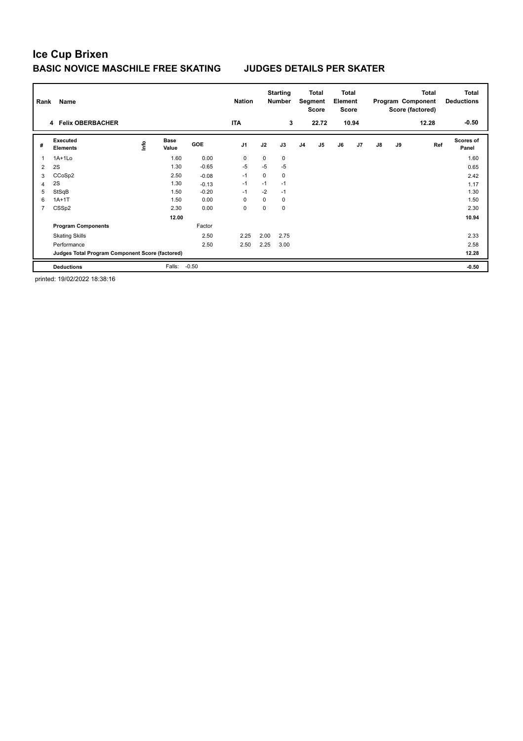# Ice Cup Brixen

## BASIC NOVICE MASCHILE FREE SKATING JUDGES DETAILS PER SKATER

| Rank | Name | Nation | Starting Number | Total Segment Score | Total Element Score | Total Program Component Score (factored) | Total Deductions |
|---|---|---|---|---|---|---|---|
| 4 | Felix OBERBACHER | ITA | 3 | 22.72 | 10.94 | 12.28 | -0.50 |

| # | Executed Elements | Info | Base Value | GOE | J1 | J2 | J3 | J4 | J5 | J6 | J7 | J8 | J9 | Ref | Scores of Panel |
|---|---|---|---|---|---|---|---|---|---|---|---|---|---|---|---|
| 1 | 1A+1Lo | | 1.60 | 0.00 | 0 | 0 | 0 | | | | | | | | 1.60 |
| 2 | 2S | | 1.30 | -0.65 | -5 | -5 | -5 | | | | | | | | 0.65 |
| 3 | CCoSp2 | | 2.50 | -0.08 | -1 | 0 | 0 | | | | | | | | 2.42 |
| 4 | 2S | | 1.30 | -0.13 | -1 | -1 | -1 | | | | | | | | 1.17 |
| 5 | StSqB | | 1.50 | -0.20 | -1 | -2 | -1 | | | | | | | | 1.30 |
| 6 | 1A+1T | | 1.50 | 0.00 | 0 | 0 | 0 | | | | | | | | 1.50 |
| 7 | CSSp2 | | 2.30 | 0.00 | 0 | 0 | 0 | | | | | | | | 2.30 |
| | | | 12.00 | | | | | | | | | | | | 10.94 |
| | **Program Components** | | | Factor | | | | | | | | | | | |
| | Skating Skills | | | 2.50 | 2.25 | 2.00 | 2.75 | | | | | | | | 2.33 |
| | Performance | | | 2.50 | 2.50 | 2.25 | 3.00 | | | | | | | | 2.58 |
| | **Judges Total Program Component Score (factored)** | | | | | | | | | | | | | | 12.28 |
| | **Deductions** | | Falls: | -0.50 | | | | | | | | | | | -0.50 |

printed: 19/02/2022 18:38:16